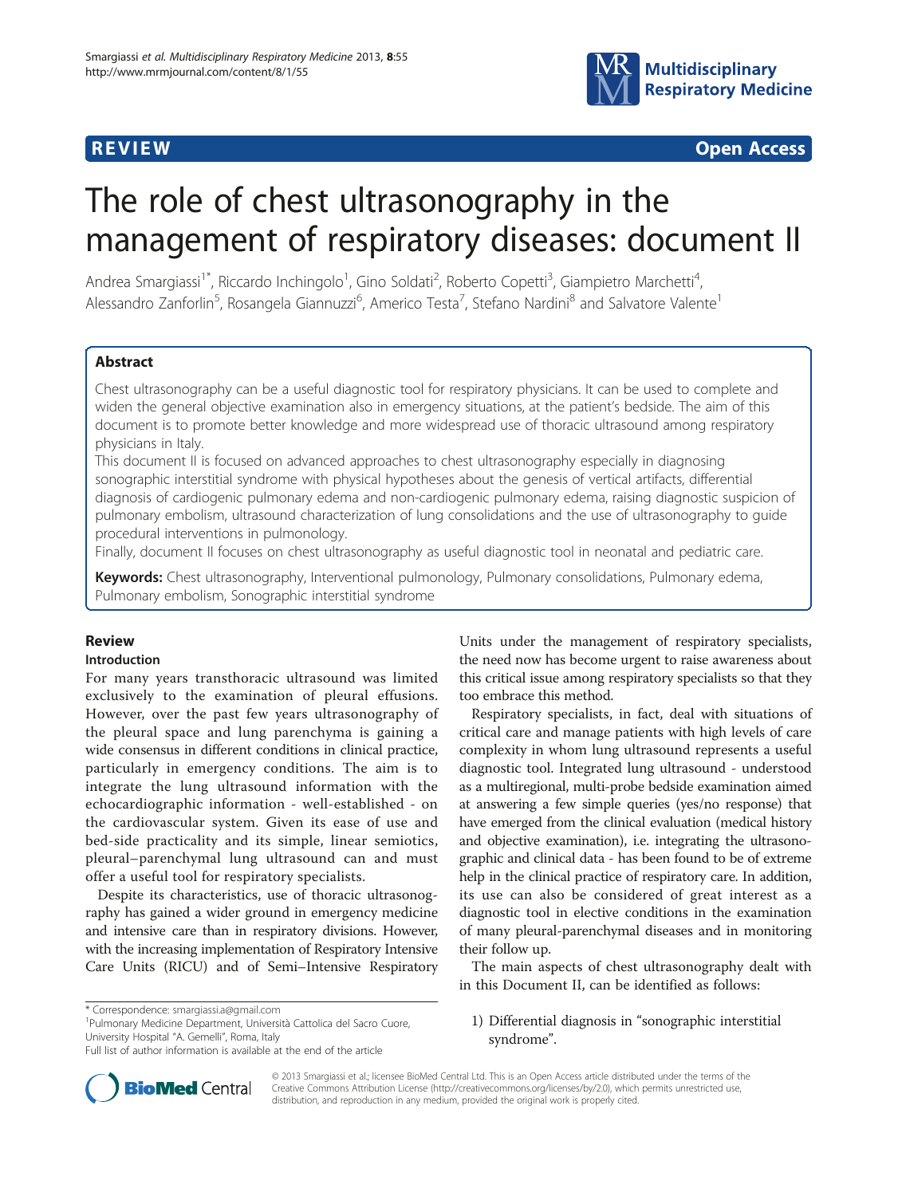**REVIEW** **Open Access**

# The role of chest ultrasonography in the management of respiratory diseases: document II

Andrea Smargiassi[1*], Riccardo Inchingolo[1], Gino Soldati[2], Roberto Copetti[3], Giampietro Marchetti[4], Alessandro Zanforlin[5], Rosangela Giannuzzi[6], Americo Testa[7], Stefano Nardini[8] and Salvatore Valente[1]

## Abstract

Chest ultrasonography can be a useful diagnostic tool for respiratory physicians. It can be used to complete and widen the general objective examination also in emergency situations, at the patient's bedside. The aim of this document is to promote better knowledge and more widespread use of thoracic ultrasound among respiratory physicians in Italy.

This document II is focused on advanced approaches to chest ultrasonography especially in diagnosing sonographic interstitial syndrome with physical hypotheses about the genesis of vertical artifacts, differential diagnosis of cardiogenic pulmonary edema and non-cardiogenic pulmonary edema, raising diagnostic suspicion of pulmonary embolism, ultrasound characterization of lung consolidations and the use of ultrasonography to guide procedural interventions in pulmonology.

Finally, document II focuses on chest ultrasonography as useful diagnostic tool in neonatal and pediatric care.

**Keywords:** Chest ultrasonography, Interventional pulmonology, Pulmonary consolidations, Pulmonary edema, Pulmonary embolism, Sonographic interstitial syndrome

## Review

### Introduction

For many years transthoracic ultrasound was limited exclusively to the examination of pleural effusions. However, over the past few years ultrasonography of the pleural space and lung parenchyma is gaining a wide consensus in different conditions in clinical practice, particularly in emergency conditions. The aim is to integrate the lung ultrasound information with the echocardiographic information - well-established - on the cardiovascular system. Given its ease of use and bed-side practicality and its simple, linear semiotics, pleural–parenchymal lung ultrasound can and must offer a useful tool for respiratory specialists.

Despite its characteristics, use of thoracic ultrasonography has gained a wider ground in emergency medicine and intensive care than in respiratory divisions. However, with the increasing implementation of Respiratory Intensive Care Units (RICU) and of Semi–Intensive Respiratory Units under the management of respiratory specialists, the need now has become urgent to raise awareness about this critical issue among respiratory specialists so that they too embrace this method.

Respiratory specialists, in fact, deal with situations of critical care and manage patients with high levels of care complexity in whom lung ultrasound represents a useful diagnostic tool. Integrated lung ultrasound - understood as a multiregional, multi-probe bedside examination aimed at answering a few simple queries (yes/no response) that have emerged from the clinical evaluation (medical history and objective examination), i.e. integrating the ultrasonographic and clinical data - has been found to be of extreme help in the clinical practice of respiratory care. In addition, its use can also be considered of great interest as a diagnostic tool in elective conditions in the examination of many pleural-parenchymal diseases and in monitoring their follow up.

The main aspects of chest ultrasonography dealt with in this Document II, can be identified as follows:

1) Differential diagnosis in "sonographic interstitial syndrome".

\* Correspondence: smargiassi.a@gmail.com
[1]Pulmonary Medicine Department, Università Cattolica del Sacro Cuore, University Hospital "A. Gemelli", Roma, Italy
Full list of author information is available at the end of the article

© 2013 Smargiassi et al.; licensee BioMed Central Ltd. This is an Open Access article distributed under the terms of the Creative Commons Attribution License (http://creativecommons.org/licenses/by/2.0), which permits unrestricted use, distribution, and reproduction in any medium, provided the original work is properly cited.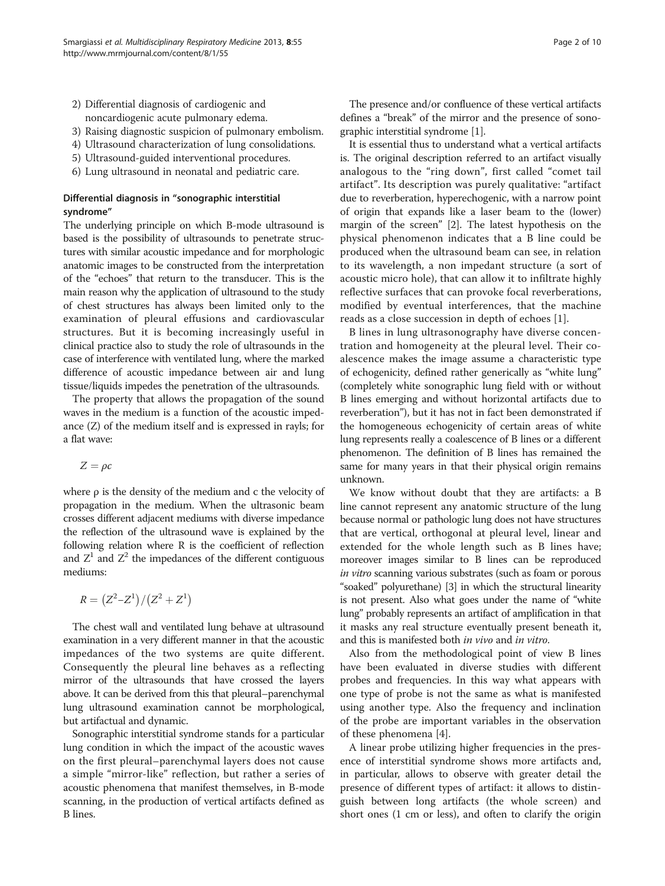2) Differential diagnosis of cardiogenic and noncardiogenic acute pulmonary edema.
3) Raising diagnostic suspicion of pulmonary embolism.
4) Ultrasound characterization of lung consolidations.
5) Ultrasound-guided interventional procedures.
6) Lung ultrasound in neonatal and pediatric care.

### Differential diagnosis in "sonographic interstitial syndrome"

The underlying principle on which B-mode ultrasound is based is the possibility of ultrasounds to penetrate structures with similar acoustic impedance and for morphologic anatomic images to be constructed from the interpretation of the "echoes" that return to the transducer. This is the main reason why the application of ultrasound to the study of chest structures has always been limited only to the examination of pleural effusions and cardiovascular structures. But it is becoming increasingly useful in clinical practice also to study the role of ultrasounds in the case of interference with ventilated lung, where the marked difference of acoustic impedance between air and lung tissue/liquids impedes the penetration of the ultrasounds.

The property that allows the propagation of the sound waves in the medium is a function of the acoustic impedance (Z) of the medium itself and is expressed in rayls; for a flat wave:

$$Z = \rho c$$

where ρ is the density of the medium and c the velocity of propagation in the medium. When the ultrasonic beam crosses different adjacent mediums with diverse impedance the reflection of the ultrasound wave is explained by the following relation where R is the coefficient of reflection and $Z^1$ and $Z^2$ the impedances of the different contiguous mediums:

$$R = \left(Z^2 - Z^1\right) / \left(Z^2 + Z^1\right)$$

The chest wall and ventilated lung behave at ultrasound examination in a very different manner in that the acoustic impedances of the two systems are quite different. Consequently the pleural line behaves as a reflecting mirror of the ultrasounds that have crossed the layers above. It can be derived from this that pleural–parenchymal lung ultrasound examination cannot be morphological, but artifactual and dynamic.

Sonographic interstitial syndrome stands for a particular lung condition in which the impact of the acoustic waves on the first pleural–parenchymal layers does not cause a simple "mirror-like" reflection, but rather a series of acoustic phenomena that manifest themselves, in B-mode scanning, in the production of vertical artifacts defined as B lines.

The presence and/or confluence of these vertical artifacts defines a "break" of the mirror and the presence of sonographic interstitial syndrome [1].

It is essential thus to understand what a vertical artifacts is. The original description referred to an artifact visually analogous to the "ring down", first called "comet tail artifact". Its description was purely qualitative: "artifact due to reverberation, hyperechogenic, with a narrow point of origin that expands like a laser beam to the (lower) margin of the screen" [2]. The latest hypothesis on the physical phenomenon indicates that a B line could be produced when the ultrasound beam can see, in relation to its wavelength, a non impedant structure (a sort of acoustic micro hole), that can allow it to infiltrate highly reflective surfaces that can provoke focal reverberations, modified by eventual interferences, that the machine reads as a close succession in depth of echoes [1].

B lines in lung ultrasonography have diverse concentration and homogeneity at the pleural level. Their coalescence makes the image assume a characteristic type of echogenicity, defined rather generically as "white lung" (completely white sonographic lung field with or without B lines emerging and without horizontal artifacts due to reverberation"), but it has not in fact been demonstrated if the homogeneous echogenicity of certain areas of white lung represents really a coalescence of B lines or a different phenomenon. The definition of B lines has remained the same for many years in that their physical origin remains unknown.

We know without doubt that they are artifacts: a B line cannot represent any anatomic structure of the lung because normal or pathologic lung does not have structures that are vertical, orthogonal at pleural level, linear and extended for the whole length such as B lines have; moreover images similar to B lines can be reproduced *in vitro* scanning various substrates (such as foam or porous "soaked" polyurethane) [3] in which the structural linearity is not present. Also what goes under the name of "white lung" probably represents an artifact of amplification in that it masks any real structure eventually present beneath it, and this is manifested both *in vivo* and *in vitro*.

Also from the methodological point of view B lines have been evaluated in diverse studies with different probes and frequencies. In this way what appears with one type of probe is not the same as what is manifested using another type. Also the frequency and inclination of the probe are important variables in the observation of these phenomena [4].

A linear probe utilizing higher frequencies in the presence of interstitial syndrome shows more artifacts and, in particular, allows to observe with greater detail the presence of different types of artifact: it allows to distinguish between long artifacts (the whole screen) and short ones (1 cm or less), and often to clarify the origin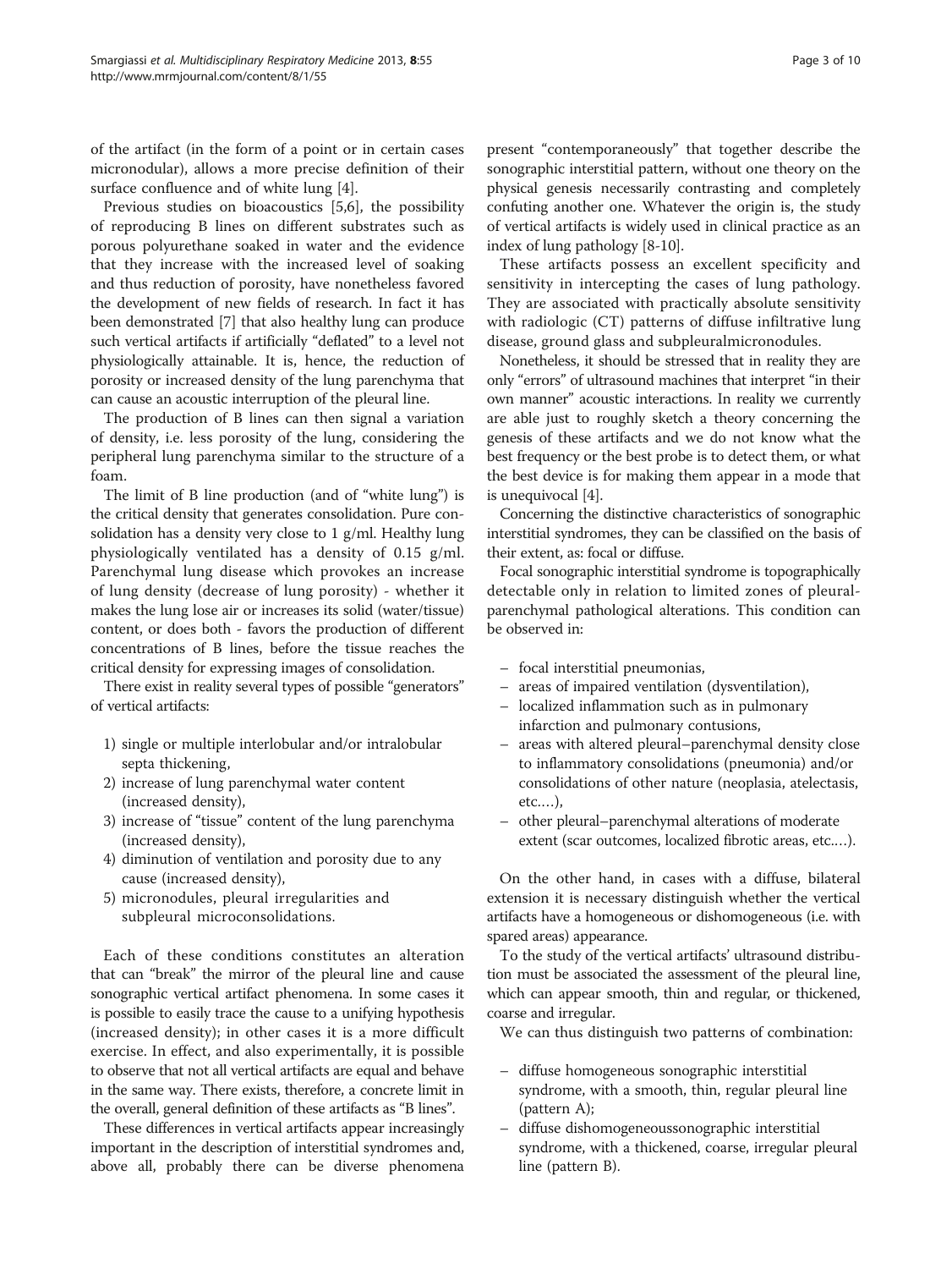of the artifact (in the form of a point or in certain cases micronodular), allows a more precise definition of their surface confluence and of white lung [4].

Previous studies on bioacoustics [5,6], the possibility of reproducing B lines on different substrates such as porous polyurethane soaked in water and the evidence that they increase with the increased level of soaking and thus reduction of porosity, have nonetheless favored the development of new fields of research. In fact it has been demonstrated [7] that also healthy lung can produce such vertical artifacts if artificially "deflated" to a level not physiologically attainable. It is, hence, the reduction of porosity or increased density of the lung parenchyma that can cause an acoustic interruption of the pleural line.

The production of B lines can then signal a variation of density, i.e. less porosity of the lung, considering the peripheral lung parenchyma similar to the structure of a foam.

The limit of B line production (and of "white lung") is the critical density that generates consolidation. Pure consolidation has a density very close to 1 g/ml. Healthy lung physiologically ventilated has a density of 0.15 g/ml. Parenchymal lung disease which provokes an increase of lung density (decrease of lung porosity) - whether it makes the lung lose air or increases its solid (water/tissue) content, or does both - favors the production of different concentrations of B lines, before the tissue reaches the critical density for expressing images of consolidation.

There exist in reality several types of possible "generators" of vertical artifacts:

1) single or multiple interlobular and/or intralobular septa thickening,
2) increase of lung parenchymal water content (increased density),
3) increase of "tissue" content of the lung parenchyma (increased density),
4) diminution of ventilation and porosity due to any cause (increased density),
5) micronodules, pleural irregularities and subpleural microconsolidations.

Each of these conditions constitutes an alteration that can "break" the mirror of the pleural line and cause sonographic vertical artifact phenomena. In some cases it is possible to easily trace the cause to a unifying hypothesis (increased density); in other cases it is a more difficult exercise. In effect, and also experimentally, it is possible to observe that not all vertical artifacts are equal and behave in the same way. There exists, therefore, a concrete limit in the overall, general definition of these artifacts as "B lines".

These differences in vertical artifacts appear increasingly important in the description of interstitial syndromes and, above all, probably there can be diverse phenomena present "contemporaneously" that together describe the sonographic interstitial pattern, without one theory on the physical genesis necessarily contrasting and completely confuting another one. Whatever the origin is, the study of vertical artifacts is widely used in clinical practice as an index of lung pathology [8-10].

These artifacts possess an excellent specificity and sensitivity in intercepting the cases of lung pathology. They are associated with practically absolute sensitivity with radiologic (CT) patterns of diffuse infiltrative lung disease, ground glass and subpleuralmicronodules.

Nonetheless, it should be stressed that in reality they are only "errors" of ultrasound machines that interpret "in their own manner" acoustic interactions. In reality we currently are able just to roughly sketch a theory concerning the genesis of these artifacts and we do not know what the best frequency or the best probe is to detect them, or what the best device is for making them appear in a mode that is unequivocal [4].

Concerning the distinctive characteristics of sonographic interstitial syndromes, they can be classified on the basis of their extent, as: focal or diffuse.

Focal sonographic interstitial syndrome is topographically detectable only in relation to limited zones of pleural-parenchymal pathological alterations. This condition can be observed in:

- focal interstitial pneumonias,
- areas of impaired ventilation (dysventilation),
- localized inflammation such as in pulmonary infarction and pulmonary contusions,
- areas with altered pleural–parenchymal density close to inflammatory consolidations (pneumonia) and/or consolidations of other nature (neoplasia, atelectasis, etc.…),
- other pleural–parenchymal alterations of moderate extent (scar outcomes, localized fibrotic areas, etc.…).

On the other hand, in cases with a diffuse, bilateral extension it is necessary distinguish whether the vertical artifacts have a homogeneous or dishomogeneous (i.e. with spared areas) appearance.

To the study of the vertical artifacts' ultrasound distribution must be associated the assessment of the pleural line, which can appear smooth, thin and regular, or thickened, coarse and irregular.

We can thus distinguish two patterns of combination:

- diffuse homogeneous sonographic interstitial syndrome, with a smooth, thin, regular pleural line (pattern A);
- diffuse dishomogeneoussonographic interstitial syndrome, with a thickened, coarse, irregular pleural line (pattern B).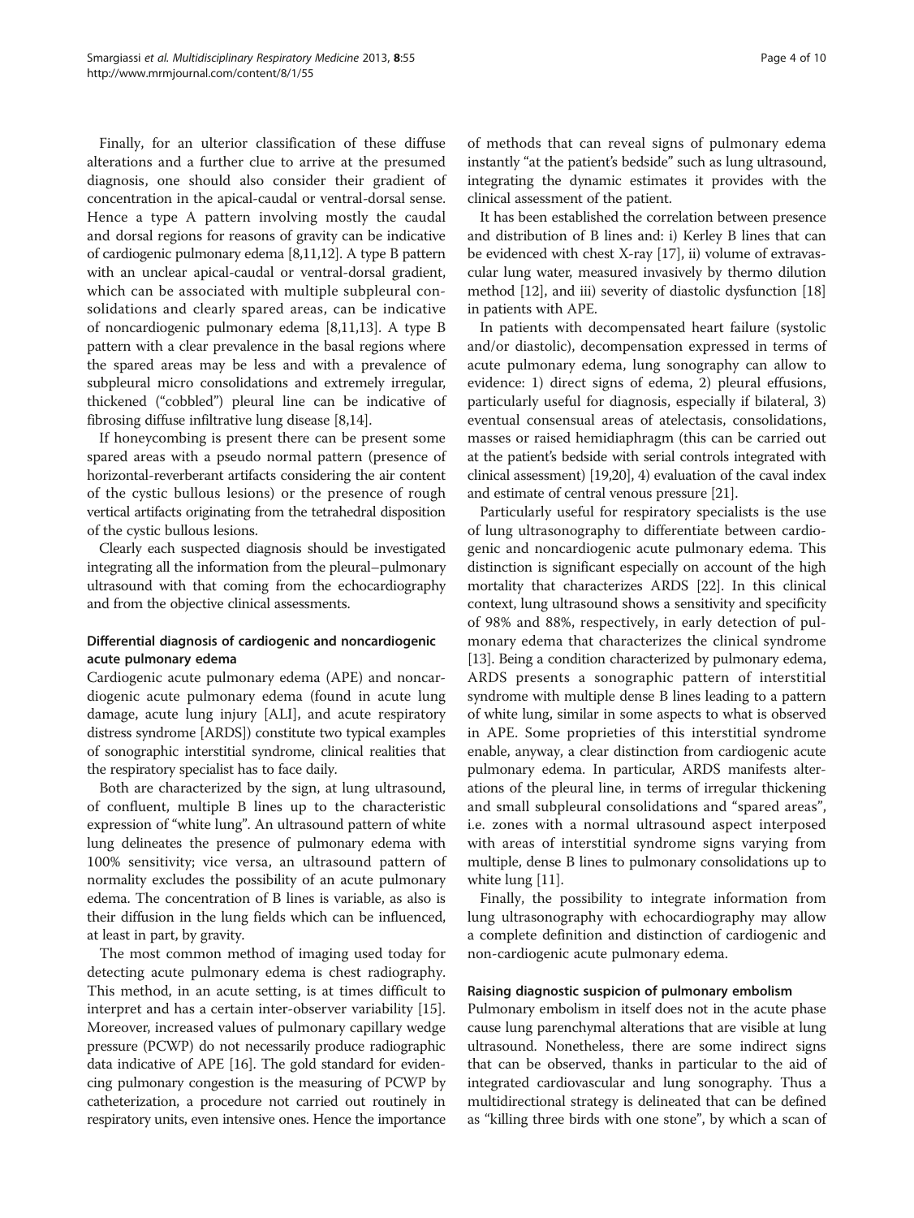Finally, for an ulterior classification of these diffuse alterations and a further clue to arrive at the presumed diagnosis, one should also consider their gradient of concentration in the apical-caudal or ventral-dorsal sense. Hence a type A pattern involving mostly the caudal and dorsal regions for reasons of gravity can be indicative of cardiogenic pulmonary edema [8,11,12]. A type B pattern with an unclear apical-caudal or ventral-dorsal gradient, which can be associated with multiple subpleural consolidations and clearly spared areas, can be indicative of noncardiogenic pulmonary edema [8,11,13]. A type B pattern with a clear prevalence in the basal regions where the spared areas may be less and with a prevalence of subpleural micro consolidations and extremely irregular, thickened ("cobbled") pleural line can be indicative of fibrosing diffuse infiltrative lung disease [8,14].

If honeycombing is present there can be present some spared areas with a pseudo normal pattern (presence of horizontal-reverberant artifacts considering the air content of the cystic bullous lesions) or the presence of rough vertical artifacts originating from the tetrahedral disposition of the cystic bullous lesions.

Clearly each suspected diagnosis should be investigated integrating all the information from the pleural–pulmonary ultrasound with that coming from the echocardiography and from the objective clinical assessments.

### Differential diagnosis of cardiogenic and noncardiogenic acute pulmonary edema

Cardiogenic acute pulmonary edema (APE) and noncardiogenic acute pulmonary edema (found in acute lung damage, acute lung injury [ALI], and acute respiratory distress syndrome [ARDS]) constitute two typical examples of sonographic interstitial syndrome, clinical realities that the respiratory specialist has to face daily.

Both are characterized by the sign, at lung ultrasound, of confluent, multiple B lines up to the characteristic expression of "white lung". An ultrasound pattern of white lung delineates the presence of pulmonary edema with 100% sensitivity; vice versa, an ultrasound pattern of normality excludes the possibility of an acute pulmonary edema. The concentration of B lines is variable, as also is their diffusion in the lung fields which can be influenced, at least in part, by gravity.

The most common method of imaging used today for detecting acute pulmonary edema is chest radiography. This method, in an acute setting, is at times difficult to interpret and has a certain inter-observer variability [15]. Moreover, increased values of pulmonary capillary wedge pressure (PCWP) do not necessarily produce radiographic data indicative of APE [16]. The gold standard for evidencing pulmonary congestion is the measuring of PCWP by catheterization, a procedure not carried out routinely in respiratory units, even intensive ones. Hence the importance of methods that can reveal signs of pulmonary edema instantly "at the patient's bedside" such as lung ultrasound, integrating the dynamic estimates it provides with the clinical assessment of the patient.

It has been established the correlation between presence and distribution of B lines and: i) Kerley B lines that can be evidenced with chest X-ray [17], ii) volume of extravascular lung water, measured invasively by thermo dilution method [12], and iii) severity of diastolic dysfunction [18] in patients with APE.

In patients with decompensated heart failure (systolic and/or diastolic), decompensation expressed in terms of acute pulmonary edema, lung sonography can allow to evidence: 1) direct signs of edema, 2) pleural effusions, particularly useful for diagnosis, especially if bilateral, 3) eventual consensual areas of atelectasis, consolidations, masses or raised hemidiaphragm (this can be carried out at the patient's bedside with serial controls integrated with clinical assessment) [19,20], 4) evaluation of the caval index and estimate of central venous pressure [21].

Particularly useful for respiratory specialists is the use of lung ultrasonography to differentiate between cardiogenic and noncardiogenic acute pulmonary edema. This distinction is significant especially on account of the high mortality that characterizes ARDS [22]. In this clinical context, lung ultrasound shows a sensitivity and specificity of 98% and 88%, respectively, in early detection of pulmonary edema that characterizes the clinical syndrome [13]. Being a condition characterized by pulmonary edema, ARDS presents a sonographic pattern of interstitial syndrome with multiple dense B lines leading to a pattern of white lung, similar in some aspects to what is observed in APE. Some proprieties of this interstitial syndrome enable, anyway, a clear distinction from cardiogenic acute pulmonary edema. In particular, ARDS manifests alterations of the pleural line, in terms of irregular thickening and small subpleural consolidations and "spared areas", i.e. zones with a normal ultrasound aspect interposed with areas of interstitial syndrome signs varying from multiple, dense B lines to pulmonary consolidations up to white lung [11].

Finally, the possibility to integrate information from lung ultrasonography with echocardiography may allow a complete definition and distinction of cardiogenic and non-cardiogenic acute pulmonary edema.

### Raising diagnostic suspicion of pulmonary embolism

Pulmonary embolism in itself does not in the acute phase cause lung parenchymal alterations that are visible at lung ultrasound. Nonetheless, there are some indirect signs that can be observed, thanks in particular to the aid of integrated cardiovascular and lung sonography. Thus a multidirectional strategy is delineated that can be defined as "killing three birds with one stone", by which a scan of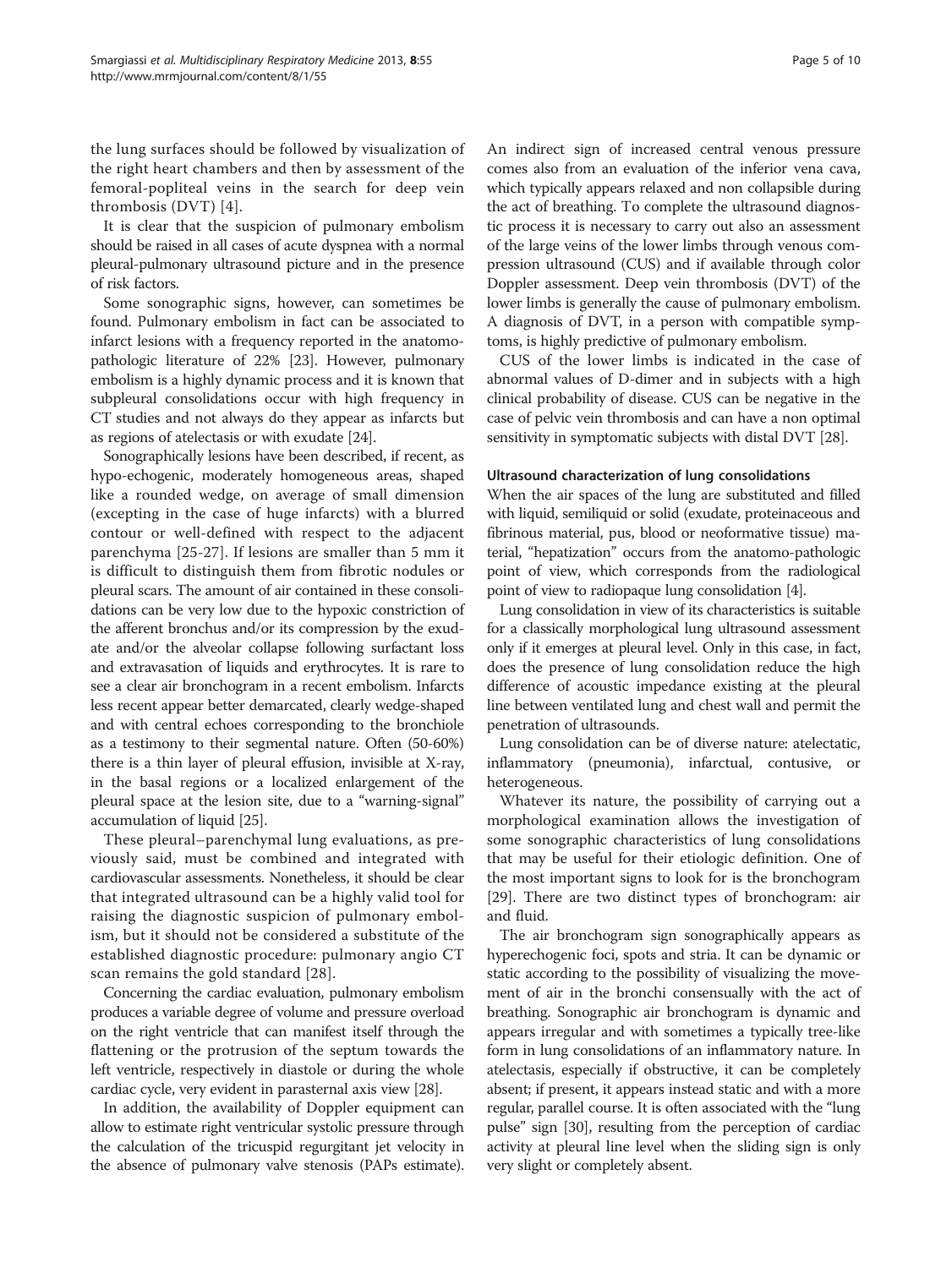the lung surfaces should be followed by visualization of the right heart chambers and then by assessment of the femoral-popliteal veins in the search for deep vein thrombosis (DVT) [4].

It is clear that the suspicion of pulmonary embolism should be raised in all cases of acute dyspnea with a normal pleural-pulmonary ultrasound picture and in the presence of risk factors.

Some sonographic signs, however, can sometimes be found. Pulmonary embolism in fact can be associated to infarct lesions with a frequency reported in the anatomopathologic literature of 22% [23]. However, pulmonary embolism is a highly dynamic process and it is known that subpleural consolidations occur with high frequency in CT studies and not always do they appear as infarcts but as regions of atelectasis or with exudate [24].

Sonographically lesions have been described, if recent, as hypo-echogenic, moderately homogeneous areas, shaped like a rounded wedge, on average of small dimension (excepting in the case of huge infarcts) with a blurred contour or well-defined with respect to the adjacent parenchyma [25-27]. If lesions are smaller than 5 mm it is difficult to distinguish them from fibrotic nodules or pleural scars. The amount of air contained in these consolidations can be very low due to the hypoxic constriction of the afferent bronchus and/or its compression by the exudate and/or the alveolar collapse following surfactant loss and extravasation of liquids and erythrocytes. It is rare to see a clear air bronchogram in a recent embolism. Infarcts less recent appear better demarcated, clearly wedge-shaped and with central echoes corresponding to the bronchiole as a testimony to their segmental nature. Often (50-60%) there is a thin layer of pleural effusion, invisible at X-ray, in the basal regions or a localized enlargement of the pleural space at the lesion site, due to a "warning-signal" accumulation of liquid [25].

These pleural–parenchymal lung evaluations, as previously said, must be combined and integrated with cardiovascular assessments. Nonetheless, it should be clear that integrated ultrasound can be a highly valid tool for raising the diagnostic suspicion of pulmonary embolism, but it should not be considered a substitute of the established diagnostic procedure: pulmonary angio CT scan remains the gold standard [28].

Concerning the cardiac evaluation, pulmonary embolism produces a variable degree of volume and pressure overload on the right ventricle that can manifest itself through the flattening or the protrusion of the septum towards the left ventricle, respectively in diastole or during the whole cardiac cycle, very evident in parasternal axis view [28].

In addition, the availability of Doppler equipment can allow to estimate right ventricular systolic pressure through the calculation of the tricuspid regurgitant jet velocity in the absence of pulmonary valve stenosis (PAPs estimate). An indirect sign of increased central venous pressure comes also from an evaluation of the inferior vena cava, which typically appears relaxed and non collapsible during the act of breathing. To complete the ultrasound diagnostic process it is necessary to carry out also an assessment of the large veins of the lower limbs through venous compression ultrasound (CUS) and if available through color Doppler assessment. Deep vein thrombosis (DVT) of the lower limbs is generally the cause of pulmonary embolism. A diagnosis of DVT, in a person with compatible symptoms, is highly predictive of pulmonary embolism.

CUS of the lower limbs is indicated in the case of abnormal values of D-dimer and in subjects with a high clinical probability of disease. CUS can be negative in the case of pelvic vein thrombosis and can have a non optimal sensitivity in symptomatic subjects with distal DVT [28].

### Ultrasound characterization of lung consolidations

When the air spaces of the lung are substituted and filled with liquid, semiliquid or solid (exudate, proteinaceous and fibrinous material, pus, blood or neoformative tissue) material, "hepatization" occurs from the anatomo-pathologic point of view, which corresponds from the radiological point of view to radiopaque lung consolidation [4].

Lung consolidation in view of its characteristics is suitable for a classically morphological lung ultrasound assessment only if it emerges at pleural level. Only in this case, in fact, does the presence of lung consolidation reduce the high difference of acoustic impedance existing at the pleural line between ventilated lung and chest wall and permit the penetration of ultrasounds.

Lung consolidation can be of diverse nature: atelectatic, inflammatory (pneumonia), infarctual, contusive, or heterogeneous.

Whatever its nature, the possibility of carrying out a morphological examination allows the investigation of some sonographic characteristics of lung consolidations that may be useful for their etiologic definition. One of the most important signs to look for is the bronchogram [29]. There are two distinct types of bronchogram: air and fluid.

The air bronchogram sign sonographically appears as hyperechogenic foci, spots and stria. It can be dynamic or static according to the possibility of visualizing the movement of air in the bronchi consensually with the act of breathing. Sonographic air bronchogram is dynamic and appears irregular and with sometimes a typically tree-like form in lung consolidations of an inflammatory nature. In atelectasis, especially if obstructive, it can be completely absent; if present, it appears instead static and with a more regular, parallel course. It is often associated with the "lung pulse" sign [30], resulting from the perception of cardiac activity at pleural line level when the sliding sign is only very slight or completely absent.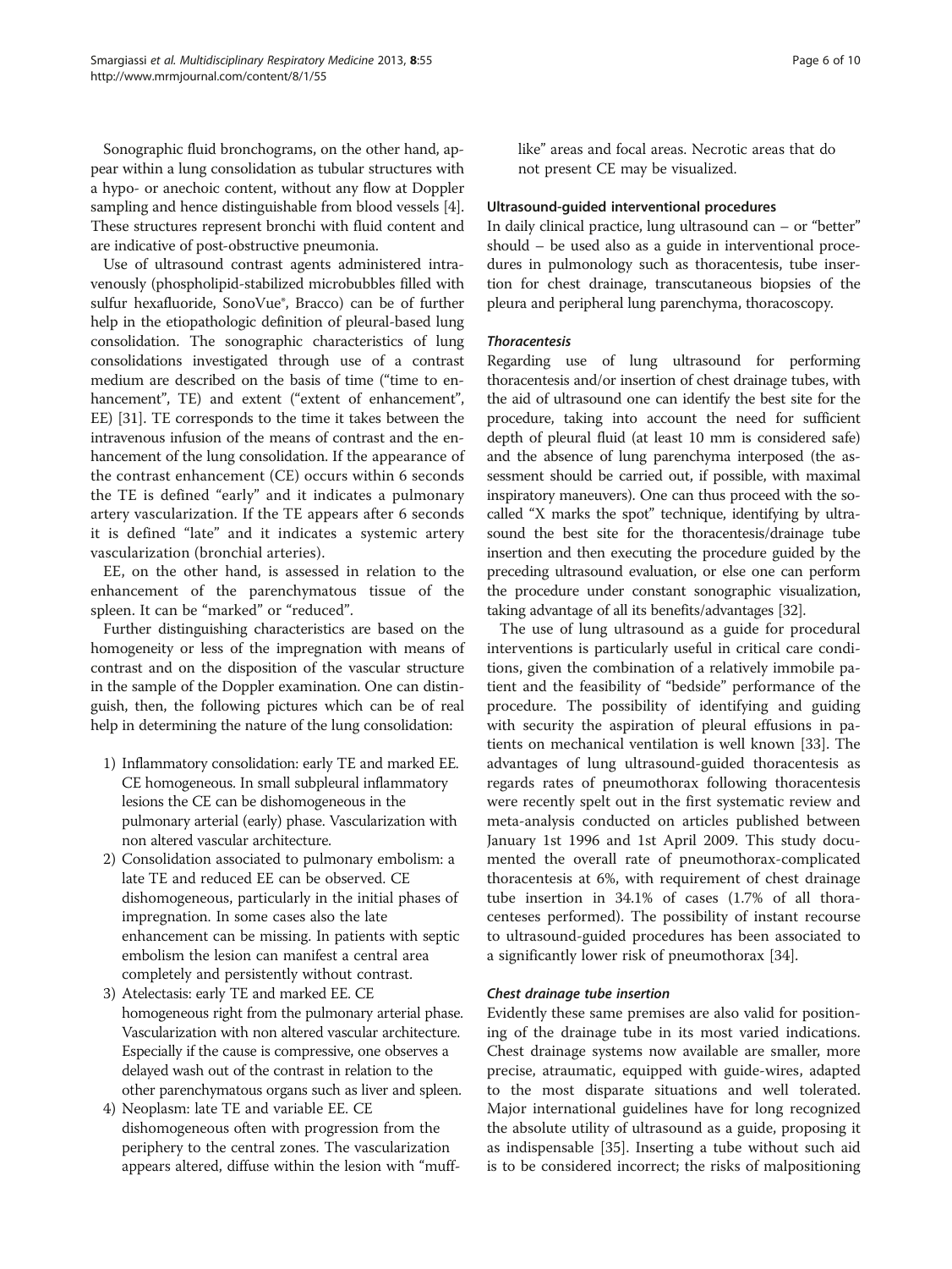Sonographic fluid bronchograms, on the other hand, appear within a lung consolidation as tubular structures with a hypo- or anechoic content, without any flow at Doppler sampling and hence distinguishable from blood vessels [4]. These structures represent bronchi with fluid content and are indicative of post-obstructive pneumonia.

Use of ultrasound contrast agents administered intravenously (phospholipid-stabilized microbubbles filled with sulfur hexafluoride, SonoVue®, Bracco) can be of further help in the etiopathologic definition of pleural-based lung consolidation. The sonographic characteristics of lung consolidations investigated through use of a contrast medium are described on the basis of time ("time to enhancement", TE) and extent ("extent of enhancement", EE) [31]. TE corresponds to the time it takes between the intravenous infusion of the means of contrast and the enhancement of the lung consolidation. If the appearance of the contrast enhancement (CE) occurs within 6 seconds the TE is defined "early" and it indicates a pulmonary artery vascularization. If the TE appears after 6 seconds it is defined "late" and it indicates a systemic artery vascularization (bronchial arteries).

EE, on the other hand, is assessed in relation to the enhancement of the parenchymatous tissue of the spleen. It can be "marked" or "reduced".

Further distinguishing characteristics are based on the homogeneity or less of the impregnation with means of contrast and on the disposition of the vascular structure in the sample of the Doppler examination. One can distinguish, then, the following pictures which can be of real help in determining the nature of the lung consolidation:

1) Inflammatory consolidation: early TE and marked EE. CE homogeneous. In small subpleural inflammatory lesions the CE can be dishomogeneous in the pulmonary arterial (early) phase. Vascularization with non altered vascular architecture.
2) Consolidation associated to pulmonary embolism: a late TE and reduced EE can be observed. CE dishomogeneous, particularly in the initial phases of impregnation. In some cases also the late enhancement can be missing. In patients with septic embolism the lesion can manifest a central area completely and persistently without contrast.
3) Atelectasis: early TE and marked EE. CE homogeneous right from the pulmonary arterial phase. Vascularization with non altered vascular architecture. Especially if the cause is compressive, one observes a delayed wash out of the contrast in relation to the other parenchymatous organs such as liver and spleen.
4) Neoplasm: late TE and variable EE. CE dishomogeneous often with progression from the periphery to the central zones. The vascularization appears altered, diffuse within the lesion with "muff-like" areas and focal areas. Necrotic areas that do not present CE may be visualized.

## Ultrasound-guided interventional procedures

In daily clinical practice, lung ultrasound can – or "better" should – be used also as a guide in interventional procedures in pulmonology such as thoracentesis, tube insertion for chest drainage, transcutaneous biopsies of the pleura and peripheral lung parenchyma, thoracoscopy.

### *Thoracentesis*

Regarding use of lung ultrasound for performing thoracentesis and/or insertion of chest drainage tubes, with the aid of ultrasound one can identify the best site for the procedure, taking into account the need for sufficient depth of pleural fluid (at least 10 mm is considered safe) and the absence of lung parenchyma interposed (the assessment should be carried out, if possible, with maximal inspiratory maneuvers). One can thus proceed with the so-called "X marks the spot" technique, identifying by ultrasound the best site for the thoracentesis/drainage tube insertion and then executing the procedure guided by the preceding ultrasound evaluation, or else one can perform the procedure under constant sonographic visualization, taking advantage of all its benefits/advantages [32].

The use of lung ultrasound as a guide for procedural interventions is particularly useful in critical care conditions, given the combination of a relatively immobile patient and the feasibility of "bedside" performance of the procedure. The possibility of identifying and guiding with security the aspiration of pleural effusions in patients on mechanical ventilation is well known [33]. The advantages of lung ultrasound-guided thoracentesis as regards rates of pneumothorax following thoracentesis were recently spelt out in the first systematic review and meta-analysis conducted on articles published between January 1st 1996 and 1st April 2009. This study documented the overall rate of pneumothorax-complicated thoracentesis at 6%, with requirement of chest drainage tube insertion in 34.1% of cases (1.7% of all thoracenteses performed). The possibility of instant recourse to ultrasound-guided procedures has been associated to a significantly lower risk of pneumothorax [34].

### *Chest drainage tube insertion*

Evidently these same premises are also valid for positioning of the drainage tube in its most varied indications. Chest drainage systems now available are smaller, more precise, atraumatic, equipped with guide-wires, adapted to the most disparate situations and well tolerated. Major international guidelines have for long recognized the absolute utility of ultrasound as a guide, proposing it as indispensable [35]. Inserting a tube without such aid is to be considered incorrect; the risks of malpositioning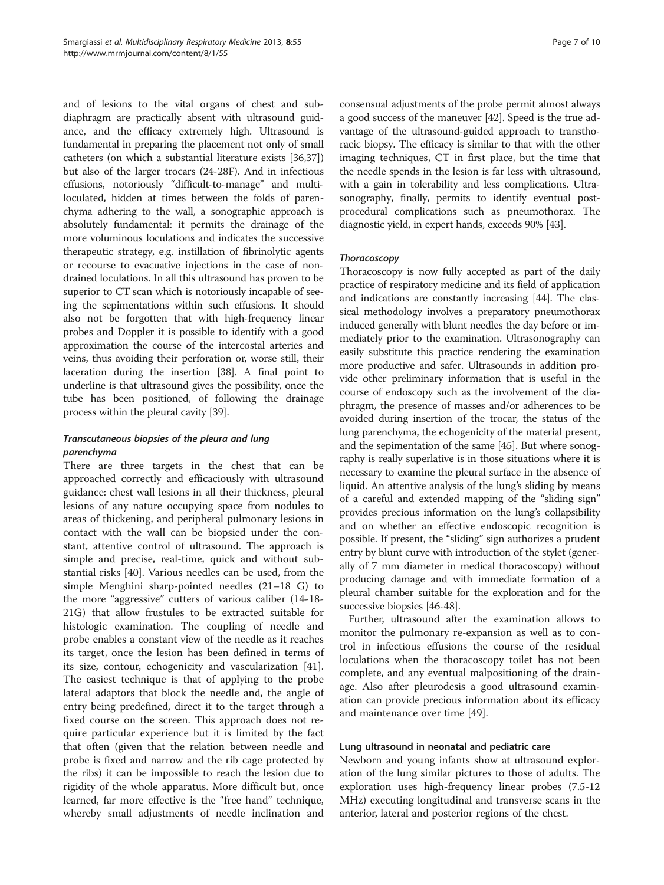and of lesions to the vital organs of chest and subdiaphragm are practically absent with ultrasound guidance, and the efficacy extremely high. Ultrasound is fundamental in preparing the placement not only of small catheters (on which a substantial literature exists [36,37]) but also of the larger trocars (24-28F). And in infectious effusions, notoriously "difficult-to-manage" and multiloculated, hidden at times between the folds of parenchyma adhering to the wall, a sonographic approach is absolutely fundamental: it permits the drainage of the more voluminous loculations and indicates the successive therapeutic strategy, e.g. instillation of fibrinolytic agents or recourse to evacuative injections in the case of non-drained loculations. In all this ultrasound has proven to be superior to CT scan which is notoriously incapable of seeing the sepimentations within such effusions. It should also not be forgotten that with high-frequency linear probes and Doppler it is possible to identify with a good approximation the course of the intercostal arteries and veins, thus avoiding their perforation or, worse still, their laceration during the insertion [38]. A final point to underline is that ultrasound gives the possibility, once the tube has been positioned, of following the drainage process within the pleural cavity [39].

### *Transcutaneous biopsies of the pleura and lung parenchyma*

There are three targets in the chest that can be approached correctly and efficaciously with ultrasound guidance: chest wall lesions in all their thickness, pleural lesions of any nature occupying space from nodules to areas of thickening, and peripheral pulmonary lesions in contact with the wall can be biopsied under the constant, attentive control of ultrasound. The approach is simple and precise, real-time, quick and without substantial risks [40]. Various needles can be used, from the simple Menghini sharp-pointed needles (21–18 G) to the more "aggressive" cutters of various caliber (14-18-21G) that allow frustules to be extracted suitable for histologic examination. The coupling of needle and probe enables a constant view of the needle as it reaches its target, once the lesion has been defined in terms of its size, contour, echogenicity and vascularization [41]. The easiest technique is that of applying to the probe lateral adaptors that block the needle and, the angle of entry being predefined, direct it to the target through a fixed course on the screen. This approach does not require particular experience but it is limited by the fact that often (given that the relation between needle and probe is fixed and narrow and the rib cage protected by the ribs) it can be impossible to reach the lesion due to rigidity of the whole apparatus. More difficult but, once learned, far more effective is the "free hand" technique, whereby small adjustments of needle inclination and consensual adjustments of the probe permit almost always a good success of the maneuver [42]. Speed is the true advantage of the ultrasound-guided approach to transthoracic biopsy. The efficacy is similar to that with the other imaging techniques, CT in first place, but the time that the needle spends in the lesion is far less with ultrasound, with a gain in tolerability and less complications. Ultrasonography, finally, permits to identify eventual post-procedural complications such as pneumothorax. The diagnostic yield, in expert hands, exceeds 90% [43].

### *Thoracoscopy*

Thoracoscopy is now fully accepted as part of the daily practice of respiratory medicine and its field of application and indications are constantly increasing [44]. The classical methodology involves a preparatory pneumothorax induced generally with blunt needles the day before or immediately prior to the examination. Ultrasonography can easily substitute this practice rendering the examination more productive and safer. Ultrasounds in addition provide other preliminary information that is useful in the course of endoscopy such as the involvement of the diaphragm, the presence of masses and/or adherences to be avoided during insertion of the trocar, the status of the lung parenchyma, the echogenicity of the material present, and the sepimentation of the same [45]. But where sonography is really superlative is in those situations where it is necessary to examine the pleural surface in the absence of liquid. An attentive analysis of the lung's sliding by means of a careful and extended mapping of the "sliding sign" provides precious information on the lung's collapsibility and on whether an effective endoscopic recognition is possible. If present, the "sliding" sign authorizes a prudent entry by blunt curve with introduction of the stylet (generally of 7 mm diameter in medical thoracoscopy) without producing damage and with immediate formation of a pleural chamber suitable for the exploration and for the successive biopsies [46-48].

Further, ultrasound after the examination allows to monitor the pulmonary re-expansion as well as to control in infectious effusions the course of the residual loculations when the thoracoscopy toilet has not been complete, and any eventual malpositioning of the drainage. Also after pleurodesis a good ultrasound examination can provide precious information about its efficacy and maintenance over time [49].

## Lung ultrasound in neonatal and pediatric care

Newborn and young infants show at ultrasound exploration of the lung similar pictures to those of adults. The exploration uses high-frequency linear probes (7.5-12 MHz) executing longitudinal and transverse scans in the anterior, lateral and posterior regions of the chest.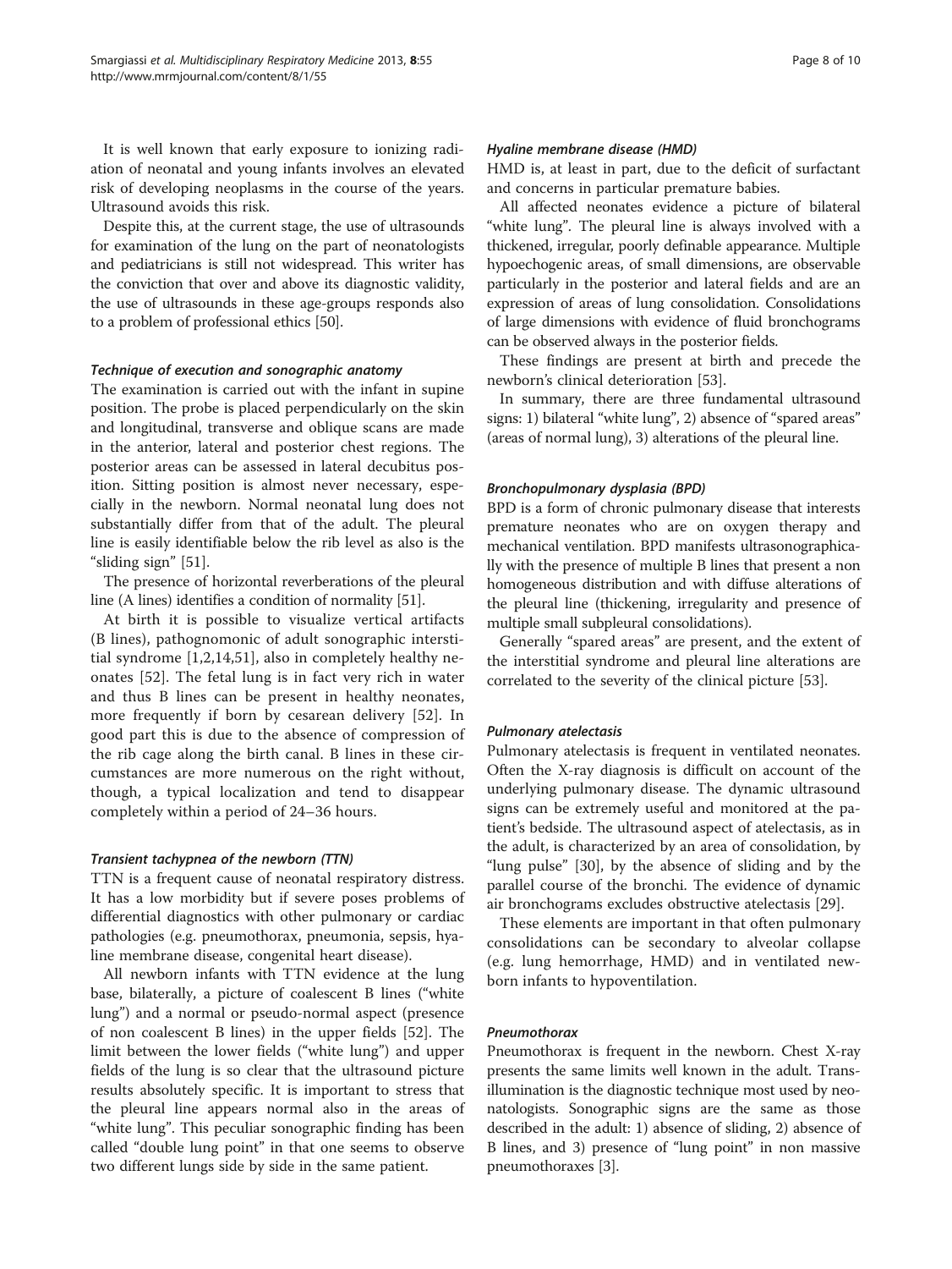It is well known that early exposure to ionizing radiation of neonatal and young infants involves an elevated risk of developing neoplasms in the course of the years. Ultrasound avoids this risk.

Despite this, at the current stage, the use of ultrasounds for examination of the lung on the part of neonatologists and pediatricians is still not widespread. This writer has the conviction that over and above its diagnostic validity, the use of ultrasounds in these age-groups responds also to a problem of professional ethics [50].

#### *Technique of execution and sonographic anatomy*

The examination is carried out with the infant in supine position. The probe is placed perpendicularly on the skin and longitudinal, transverse and oblique scans are made in the anterior, lateral and posterior chest regions. The posterior areas can be assessed in lateral decubitus position. Sitting position is almost never necessary, especially in the newborn. Normal neonatal lung does not substantially differ from that of the adult. The pleural line is easily identifiable below the rib level as also is the "sliding sign" [51].

The presence of horizontal reverberations of the pleural line (A lines) identifies a condition of normality [51].

At birth it is possible to visualize vertical artifacts (B lines), pathognomonic of adult sonographic interstitial syndrome [1,2,14,51], also in completely healthy neonates [52]. The fetal lung is in fact very rich in water and thus B lines can be present in healthy neonates, more frequently if born by cesarean delivery [52]. In good part this is due to the absence of compression of the rib cage along the birth canal. B lines in these circumstances are more numerous on the right without, though, a typical localization and tend to disappear completely within a period of 24–36 hours.

#### *Transient tachypnea of the newborn (TTN)*

TTN is a frequent cause of neonatal respiratory distress. It has a low morbidity but if severe poses problems of differential diagnostics with other pulmonary or cardiac pathologies (e.g. pneumothorax, pneumonia, sepsis, hyaline membrane disease, congenital heart disease).

All newborn infants with TTN evidence at the lung base, bilaterally, a picture of coalescent B lines ("white lung") and a normal or pseudo-normal aspect (presence of non coalescent B lines) in the upper fields [52]. The limit between the lower fields ("white lung") and upper fields of the lung is so clear that the ultrasound picture results absolutely specific. It is important to stress that the pleural line appears normal also in the areas of "white lung". This peculiar sonographic finding has been called "double lung point" in that one seems to observe two different lungs side by side in the same patient.

#### *Hyaline membrane disease (HMD)*

HMD is, at least in part, due to the deficit of surfactant and concerns in particular premature babies.

All affected neonates evidence a picture of bilateral "white lung". The pleural line is always involved with a thickened, irregular, poorly definable appearance. Multiple hypoechogenic areas, of small dimensions, are observable particularly in the posterior and lateral fields and are an expression of areas of lung consolidation. Consolidations of large dimensions with evidence of fluid bronchograms can be observed always in the posterior fields.

These findings are present at birth and precede the newborn's clinical deterioration [53].

In summary, there are three fundamental ultrasound signs: 1) bilateral "white lung", 2) absence of "spared areas" (areas of normal lung), 3) alterations of the pleural line.

#### *Bronchopulmonary dysplasia (BPD)*

BPD is a form of chronic pulmonary disease that interests premature neonates who are on oxygen therapy and mechanical ventilation. BPD manifests ultrasonographically with the presence of multiple B lines that present a non homogeneous distribution and with diffuse alterations of the pleural line (thickening, irregularity and presence of multiple small subpleural consolidations).

Generally "spared areas" are present, and the extent of the interstitial syndrome and pleural line alterations are correlated to the severity of the clinical picture [53].

#### *Pulmonary atelectasis*

Pulmonary atelectasis is frequent in ventilated neonates. Often the X-ray diagnosis is difficult on account of the underlying pulmonary disease. The dynamic ultrasound signs can be extremely useful and monitored at the patient's bedside. The ultrasound aspect of atelectasis, as in the adult, is characterized by an area of consolidation, by "lung pulse" [30], by the absence of sliding and by the parallel course of the bronchi. The evidence of dynamic air bronchograms excludes obstructive atelectasis [29].

These elements are important in that often pulmonary consolidations can be secondary to alveolar collapse (e.g. lung hemorrhage, HMD) and in ventilated newborn infants to hypoventilation.

#### *Pneumothorax*

Pneumothorax is frequent in the newborn. Chest X-ray presents the same limits well known in the adult. Transillumination is the diagnostic technique most used by neonatologists. Sonographic signs are the same as those described in the adult: 1) absence of sliding, 2) absence of B lines, and 3) presence of "lung point" in non massive pneumothoraxes [3].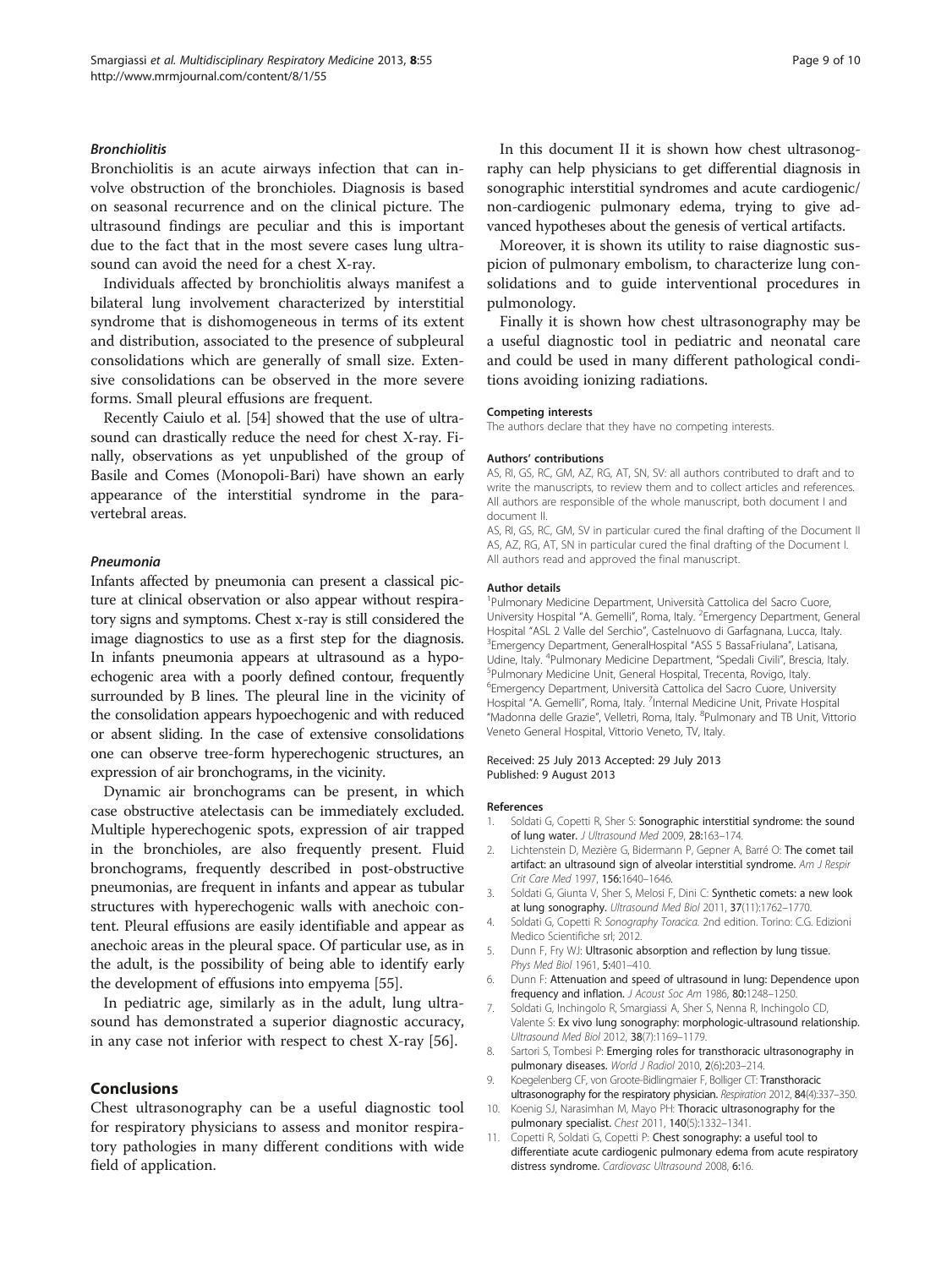#### *Bronchiolitis*

Bronchiolitis is an acute airways infection that can involve obstruction of the bronchioles. Diagnosis is based on seasonal recurrence and on the clinical picture. The ultrasound findings are peculiar and this is important due to the fact that in the most severe cases lung ultrasound can avoid the need for a chest X-ray.

Individuals affected by bronchiolitis always manifest a bilateral lung involvement characterized by interstitial syndrome that is dishomogeneous in terms of its extent and distribution, associated to the presence of subpleural consolidations which are generally of small size. Extensive consolidations can be observed in the more severe forms. Small pleural effusions are frequent.

Recently Caiulo et al. [54] showed that the use of ultrasound can drastically reduce the need for chest X-ray. Finally, observations as yet unpublished of the group of Basile and Comes (Monopoli-Bari) have shown an early appearance of the interstitial syndrome in the paravertebral areas.

#### *Pneumonia*

Infants affected by pneumonia can present a classical picture at clinical observation or also appear without respiratory signs and symptoms. Chest x-ray is still considered the image diagnostics to use as a first step for the diagnosis. In infants pneumonia appears at ultrasound as a hypoechogenic area with a poorly defined contour, frequently surrounded by B lines. The pleural line in the vicinity of the consolidation appears hypoechogenic and with reduced or absent sliding. In the case of extensive consolidations one can observe tree-form hyperechogenic structures, an expression of air bronchograms, in the vicinity.

Dynamic air bronchograms can be present, in which case obstructive atelectasis can be immediately excluded. Multiple hyperechogenic spots, expression of air trapped in the bronchioles, are also frequently present. Fluid bronchograms, frequently described in post-obstructive pneumonias, are frequent in infants and appear as tubular structures with hyperechogenic walls with anechoic content. Pleural effusions are easily identifiable and appear as anechoic areas in the pleural space. Of particular use, as in the adult, is the possibility of being able to identify early the development of effusions into empyema [55].

In pediatric age, similarly as in the adult, lung ultrasound has demonstrated a superior diagnostic accuracy, in any case not inferior with respect to chest X-ray [56].

## Conclusions

Chest ultrasonography can be a useful diagnostic tool for respiratory physicians to assess and monitor respiratory pathologies in many different conditions with wide field of application.

In this document II it is shown how chest ultrasonography can help physicians to get differential diagnosis in sonographic interstitial syndromes and acute cardiogenic/non-cardiogenic pulmonary edema, trying to give advanced hypotheses about the genesis of vertical artifacts.

Moreover, it is shown its utility to raise diagnostic suspicion of pulmonary embolism, to characterize lung consolidations and to guide interventional procedures in pulmonology.

Finally it is shown how chest ultrasonography may be a useful diagnostic tool in pediatric and neonatal care and could be used in many different pathological conditions avoiding ionizing radiations.

#### Competing interests

The authors declare that they have no competing interests.

#### Authors' contributions

AS, RI, GS, RC, GM, AZ, RG, AT, SN, SV: all authors contributed to draft and to write the manuscripts, to review them and to collect articles and references. All authors are responsible of the whole manuscript, both document I and document II.

AS, RI, GS, RC, GM, SV in particular cured the final drafting of the Document II AS, AZ, RG, AT, SN in particular cured the final drafting of the Document I. All authors read and approved the final manuscript.

#### Author details

[1]Pulmonary Medicine Department, Università Cattolica del Sacro Cuore, University Hospital "A. Gemelli", Roma, Italy. [2]Emergency Department, General Hospital "ASL 2 Valle del Serchio", Castelnuovo di Garfagnana, Lucca, Italy. [3]Emergency Department, GeneralHospital "ASS 5 BassaFriulana", Latisana, Udine, Italy. [4]Pulmonary Medicine Department, "Spedali Civili", Brescia, Italy. [5]Pulmonary Medicine Unit, General Hospital, Trecenta, Rovigo, Italy. [6]Emergency Department, Università Cattolica del Sacro Cuore, University Hospital "A. Gemelli", Roma, Italy. [7]Internal Medicine Unit, Private Hospital "Madonna delle Grazie", Velletri, Roma, Italy. [8]Pulmonary and TB Unit, Vittorio Veneto General Hospital, Vittorio Veneto, TV, Italy.

Received: 25 July 2013 Accepted: 29 July 2013
Published: 9 August 2013

#### References

1. Soldati G, Copetti R, Sher S: **Sonographic interstitial syndrome: the sound of lung water.** *J Ultrasound Med* 2009, **28**:163–174.
2. Lichtenstein D, Mezière G, Bidermann P, Gepner A, Barré O: **The comet tail artifact: an ultrasound sign of alveolar interstitial syndrome.** *Am J Respir Crit Care Med* 1997, **156**:1640–1646.
3. Soldati G, Giunta V, Sher S, Melosi F, Dini C: **Synthetic comets: a new look at lung sonography.** *Ultrasound Med Biol* 2011, **37**(11):1762–1770.
4. Soldati G, Copetti R: *Sonography Toracica.* 2nd edition. Torino: C.G. Edizioni Medico Scientifiche srl; 2012.
5. Dunn F, Fry WJ: **Ultrasonic absorption and reflection by lung tissue.** *Phys Med Biol* 1961, **5**:401–410.
6. Dunn F: **Attenuation and speed of ultrasound in lung: Dependence upon frequency and inflation.** *J Acoust Soc Am* 1986, **80**:1248–1250.
7. Soldati G, Inchingolo R, Smargiassi A, Sher S, Nenna R, Inchingolo CD, Valente S: **Ex vivo lung sonography: morphologic-ultrasound relationship.** *Ultrasound Med Biol* 2012, **38**(7):1169–1179.
8. Sartori S, Tombesi P: **Emerging roles for transthoracic ultrasonography in pulmonary diseases.** *World J Radiol* 2010, **2**(6):203–214.
9. Koegelenberg CF, von Groote-Bidlingmaier F, Bolliger CT: **Transthoracic ultrasonography for the respiratory physician.** *Respiration* 2012, **84**(4):337–350.
10. Koenig SJ, Narasimhan M, Mayo PH: **Thoracic ultrasonography for the pulmonary specialist.** *Chest* 2011, **140**(5):1332–1341.
11. Copetti R, Soldati G, Copetti P: **Chest sonography: a useful tool to differentiate acute cardiogenic pulmonary edema from acute respiratory distress syndrome.** *Cardiovasc Ultrasound* 2008, **6**:16.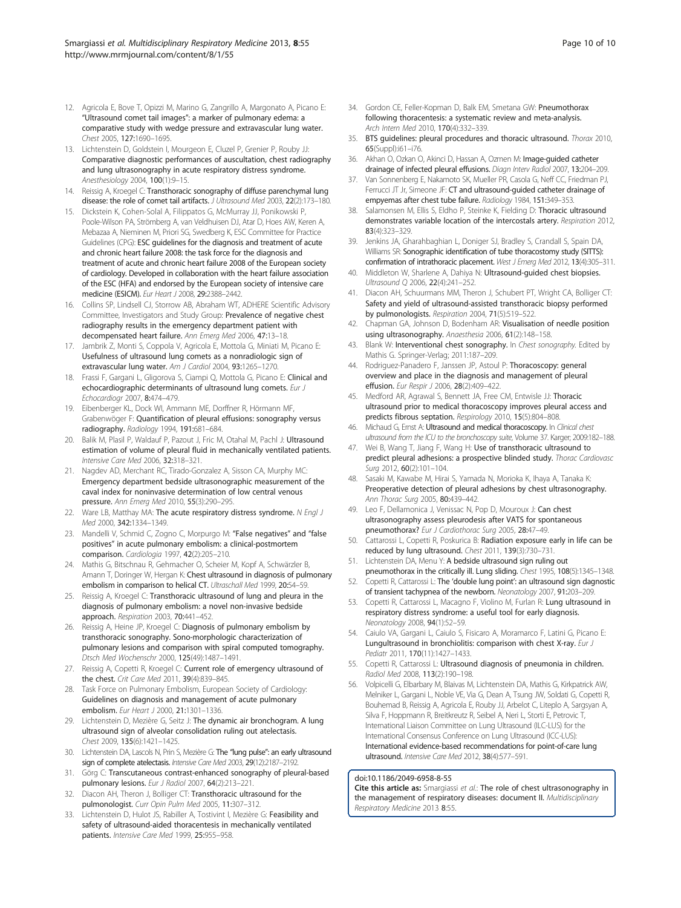12. Agricola E, Bove T, Opizzi M, Marino G, Zangrillo A, Margonato A, Picano E: "Ultrasound comet tail images": a marker of pulmonary edema: a comparative study with wedge pressure and extravascular lung water. *Chest* 2005, **127:**1690–1695.
13. Lichtenstein D, Goldstein I, Mourgeon E, Cluzel P, Grenier P, Rouby JJ: **Comparative diagnostic performances of auscultation, chest radiography and lung ultrasonography in acute respiratory distress syndrome.** *Anesthesiology* 2004, **100**(1):9–15.
14. Reissig A, Kroegel C: **Transthoracic sonography of diffuse parenchymal lung disease: the role of comet tail artifacts.** *J Ultrasound Med* 2003, **22**(2):173–180.
15. Dickstein K, Cohen-Solal A, Filippatos G, McMurray JJ, Ponikowski P, Poole-Wilson PA, Strömberg A, van Veldhuisen DJ, Atar D, Hoes AW, Keren A, Mebazaa A, Nieminen M, Priori SG, Swedberg K, ESC Committee for Practice Guidelines (CPG): **ESC guidelines for the diagnosis and treatment of acute and chronic heart failure 2008: the task force for the diagnosis and treatment of acute and chronic heart failure 2008 of the European society of cardiology. Developed in collaboration with the heart failure association of the ESC (HFA) and endorsed by the European society of intensive care medicine (ESICM).** *Eur Heart J* 2008, **29:**2388–2442.
16. Collins SP, Lindsell CJ, Storrow AB, Abraham WT, ADHERE Scientific Advisory Committee, Investigators and Study Group: **Prevalence of negative chest radiography results in the emergency department patient with decompensated heart failure.** *Ann Emerg Med* 2006, **47:**13–18.
17. Jambrik Z, Monti S, Coppola V, Agricola E, Mottola G, Miniati M, Picano E: **Usefulness of ultrasound lung comets as a nonradiologic sign of extravascular lung water.** *Am J Cardiol* 2004, **93:**1265–1270.
18. Frassi F, Gargani L, Gligorova S, Ciampi Q, Mottola G, Picano E: **Clinical and echocardiographic determinants of ultrasound lung comets.** *Eur J Echocardiogr* 2007, **8:**474–479.
19. Eibenberger KL, Dock WI, Ammann ME, Dorffner R, Hörmann MF, Grabenwöger F: **Quantification of pleural effusions: sonography versus radiography.** *Radiology* 1994, **191:**681–684.
20. Balik M, Plasil P, Waldauf P, Pazout J, Fric M, Otahal M, Pachl J: **Ultrasound estimation of volume of pleural fluid in mechanically ventilated patients.** *Intensive Care Med* 2006, **32:**318–321.
21. Nagdev AD, Merchant RC, Tirado-Gonzalez A, Sisson CA, Murphy MC: **Emergency department bedside ultrasonographic measurement of the caval index for noninvasive determination of low central venous pressure.** *Ann Emerg Med* 2010, **55**(3):290–295.
22. Ware LB, Matthay MA: **The acute respiratory distress syndrome.** *N Engl J Med* 2000, **342:**1334–1349.
23. Mandelli V, Schmid C, Zogno C, Morpurgo M: **"False negatives" and "false positives" in acute pulmonary embolism: a clinical-postmortem comparison.** *Cardiologia* 1997, **42**(2):205–210.
24. Mathis G, Bitschnau R, Gehmacher O, Scheier M, Kopf A, Schwärzler B, Amann T, Doringer W, Hergan K: **Chest ultrasound in diagnosis of pulmonary embolism in comparison to helical CT.** *Ultraschall Med* 1999, **20:**54–59.
25. Reissig A, Kroegel C: **Transthoracic ultrasound of lung and pleura in the diagnosis of pulmonary embolism: a novel non-invasive bedside approach.** *Respiration* 2003, **70:**441–452.
26. Reissig A, Heine JP, Kroegel C: **Diagnosis of pulmonary embolism by transthoracic sonography. Sono-morphologic characterization of pulmonary lesions and comparison with spiral computed tomography.** *Dtsch Med Wochenschr* 2000, **125**(49):1487–1491.
27. Reissig A, Copetti R, Kroegel C: **Current role of emergency ultrasound of the chest.** *Crit Care Med* 2011, **39**(4):839–845.
28. Task Force on Pulmonary Embolism, European Society of Cardiology: **Guidelines on diagnosis and management of acute pulmonary embolism.** *Eur Heart J* 2000, **21:**1301–1336.
29. Lichtenstein D, Mezière G, Seitz J: **The dynamic air bronchogram. A lung ultrasound sign of alveolar consolidation ruling out atelectasis.** *Chest* 2009, **135**(6):1421–1425.
30. Lichtenstein DA, Lascols N, Prin S, Mezière G: **The "lung pulse": an early ultrasound sign of complete atelectasis.** *Intensive Care Med* 2003, **29**(12):2187–2192.
31. Görg C: **Transcutaneous contrast-enhanced sonography of pleural-based pulmonary lesions.** *Eur J Radiol* 2007, **64**(2):213–221.
32. Diacon AH, Theron J, Bolliger CT: **Transthoracic ultrasound for the pulmonologist.** *Curr Opin Pulm Med* 2005, **11:**307–312.
33. Lichtenstein D, Hulot JS, Rabiller A, Tostivint I, Mezière G: **Feasibility and safety of ultrasound-aided thoracentesis in mechanically ventilated patients.** *Intensive Care Med* 1999, **25:**955–958.
34. Gordon CE, Feller-Kopman D, Balk EM, Smetana GW: **Pneumothorax following thoracentesis: a systematic review and meta-analysis.** *Arch Intern Med* 2010, **170**(4):332–339.
35. BTS guidelines: **pleural procedures and thoracic ultrasound.** *Thorax* 2010, **65**(Suppl):ii61–ii76.
36. Akhan O, Ozkan O, Akinci D, Hassan A, Ozmen M: **Image-guided catheter drainage of infected pleural effusions.** *Diagn Interv Radiol* 2007, **13:**204–209.
37. Van Sonnenberg E, Nakamoto SK, Mueller PR, Casola G, Neff CC, Friedman PJ, Ferrucci JT Jr, Simeone JF: **CT and ultrasound-guided catheter drainage of empyemas after chest tube failure.** *Radiology* 1984, **151:**349–353.
38. Salamonsen M, Ellis S, Eldho P, Steinke K, Fielding D: **Thoracic ultrasound demonstrates variable location of the intercostals artery.** *Respiration* 2012, **83**(4):323–329.
39. Jenkins JA, Gharahbaghian L, Doniger SJ, Bradley S, Crandall S, Spain DA, Williams SR: **Sonographic identification of tube thoracostomy study (SITTS): confirmation of intrathoracic placement.** *West J Emerg Med* 2012, **13**(4):305–311.
40. Middleton W, Sharlene A, Dahiya N: **Ultrasound-guided chest biopsies.** *Ultrasound Q* 2006, **22**(4):241–252.
41. Diacon AH, Schuurmans MM, Theron J, Schubert PT, Wright CA, Bolliger CT: **Safety and yield of ultrasound-assisted transthoracic biopsy performed by pulmonologists.** *Respiration* 2004, **71**(5):519–522.
42. Chapman GA, Johnson D, Bodenham AR: **Visualisation of needle position using ultrasonography.** *Anaesthesia* 2006, **61**(2):148–158.
43. Blank W: **Interventional chest sonography.** In *Chest sonography.* Edited by Mathis G. Springer-Verlag; 2011:187–209.
44. Rodriguez-Panadero F, Janssen JP, Astoul P: **Thoracoscopy: general overview and place in the diagnosis and management of pleural effusion.** *Eur Respir J* 2006, **28**(2):409–422.
45. Medford AR, Agrawal S, Bennett JA, Free CM, Entwisle JJ: **Thoracic ultrasound prior to medical thoracoscopy improves pleural access and predicts fibrous septation.** *Respirology* 2010, **15**(5):804–808.
46. Michaud G, Ernst A: **Ultrasound and medical thoracoscopy.** In *Clinical chest ultrasound from the ICU to the bronchoscopy suite*, Volume 37. Karger; 2009:182–188.
47. Wei B, Wang T, Jiang F, Wang H: **Use of transthoracic ultrasound to predict pleural adhesions: a prospective blinded study.** *Thorac Cardiovasc Surg* 2012, **60**(2):101–104.
48. Sasaki M, Kawabe M, Hirai S, Yamada N, Morioka K, Ihaya A, Tanaka K: **Preoperative detection of pleural adhesions by chest ultrasonography.** *Ann Thorac Surg* 2005, **80:**439–442.
49. Leo F, Dellamonica J, Venissac N, Pop D, Mouroux J: **Can chest ultrasonography assess pleurodesis after VATS for spontaneous pneumothorax?** *Eur J Cardiothorac Surg* 2005, **28:**47–49.
50. Cattarossi L, Copetti R, Poskurica B: **Radiation exposure early in life can be reduced by lung ultrasound.** *Chest* 2011, **139**(3):730–731.
51. Lichtenstein DA, Menu Y: **A bedside ultrasound sign ruling out pneumothorax in the critically ill. Lung sliding.** *Chest* 1995, **108**(5):1345–1348.
52. Copetti R, Cattarossi L: **The 'double lung point': an ultrasound sign diagnostic of transient tachypnea of the newborn.** *Neonatology* 2007, **91:**203–209.
53. Copetti R, Cattarossi L, Macagno F, Violino M, Furlan R: **Lung ultrasound in respiratory distress syndrome: a useful tool for early diagnosis.** *Neonatology* 2008, **94**(1):52–59.
54. Caiulo VA, Gargani L, Caiulo S, Fisicaro A, Moramarco F, Latini G, Picano E: **Lungultrasound in bronchiolitis: comparison with chest X-ray.** *Eur J Pediatr* 2011, **170**(11):1427–1433.
55. Copetti R, Cattarossi L: **Ultrasound diagnosis of pneumonia in children.** *Radiol Med* 2008, **113**(2):190–198.
56. Volpicelli G, Elbarbary M, Blaivas M, Lichtenstein DA, Mathis G, Kirkpatrick AW, Melniker L, Gargani L, Noble VE, Via G, Dean A, Tsung JW, Soldati G, Copetti R, Bouhemad B, Reissig A, Agricola E, Rouby JJ, Arbelot C, Liteplo A, Sargsyan A, Silva F, Hoppmann R, Breitkreutz R, Seibel A, Neri L, Storti E, Petrovic T, International Liaison Committee on Lung Ultrasound (ILC-LUS) for the International Consensus Conference on Lung Ultrasound (ICC-LUS): **International evidence-based recommendations for point-of-care lung ultrasound.** *Intensive Care Med* 2012, **38**(4):577–591.

doi:10.1186/2049-6958-8-55

**Cite this article as:** Smargiassi *et al.*: The role of chest ultrasonography in the management of respiratory diseases: document II. *Multidisciplinary Respiratory Medicine* 2013 **8**:55.